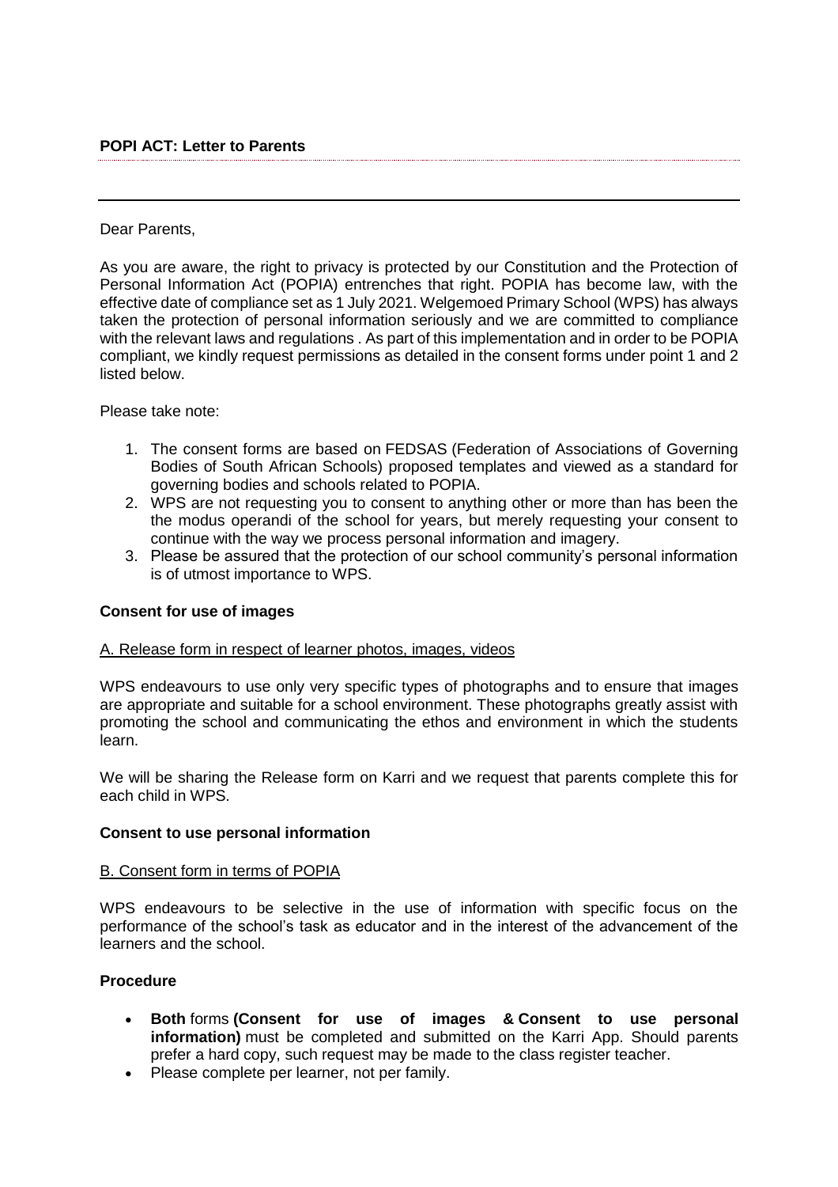**POPI ACT: Letter to Parents**

Dear Parents,

As you are aware, the right to privacy is protected by our Constitution and the Protection of Personal Information Act (POPIA) entrenches that right. POPIA has become law, with the effective date of compliance set as 1 July 2021. Welgemoed Primary School (WPS) has always taken the protection of personal information seriously and we are committed to compliance with the relevant laws and regulations . As part of this implementation and in order to be POPIA compliant, we kindly request permissions as detailed in the consent forms under point 1 and 2 listed below.

Please take note:

1. The consent forms are based on FEDSAS (Federation of Associations of Governing Bodies of South African Schools) proposed templates and viewed as a standard for governing bodies and schools related to POPIA.
2. WPS are not requesting you to consent to anything other or more than has been the the modus operandi of the school for years, but merely requesting your consent to continue with the way we process personal information and imagery.
3. Please be assured that the protection of our school community's personal information is of utmost importance to WPS.

**Consent for use of images**

A. Release form in respect of learner photos, images, videos

WPS endeavours to use only very specific types of photographs and to ensure that images are appropriate and suitable for a school environment. These photographs greatly assist with promoting the school and communicating the ethos and environment in which the students learn.

We will be sharing the Release form on Karri and we request that parents complete this for each child in WPS.

**Consent to use personal information**

B. Consent form in terms of POPIA

WPS endeavours to be selective in the use of information with specific focus on the performance of the school's task as educator and in the interest of the advancement of the learners and the school.

**Procedure**

- **Both** forms **(Consent for use of images & Consent to use personal information)** must be completed and submitted on the Karri App. Should parents prefer a hard copy, such request may be made to the class register teacher.
- Please complete per learner, not per family.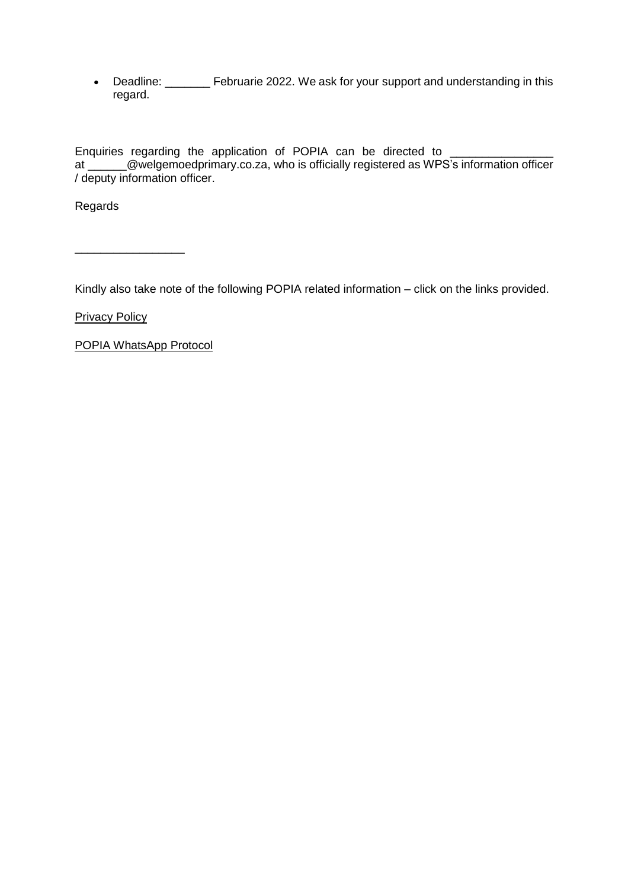- Deadline: _______ Februarie 2022. We ask for your support and understanding in this regard.

Enquiries regarding the application of POPIA can be directed to ________________ at ______@welgemoedprimary.co.za, who is officially registered as WPS's information officer / deputy information officer.

Regards

_________________

Kindly also take note of the following POPIA related information – click on the links provided.

Privacy Policy

POPIA WhatsApp Protocol